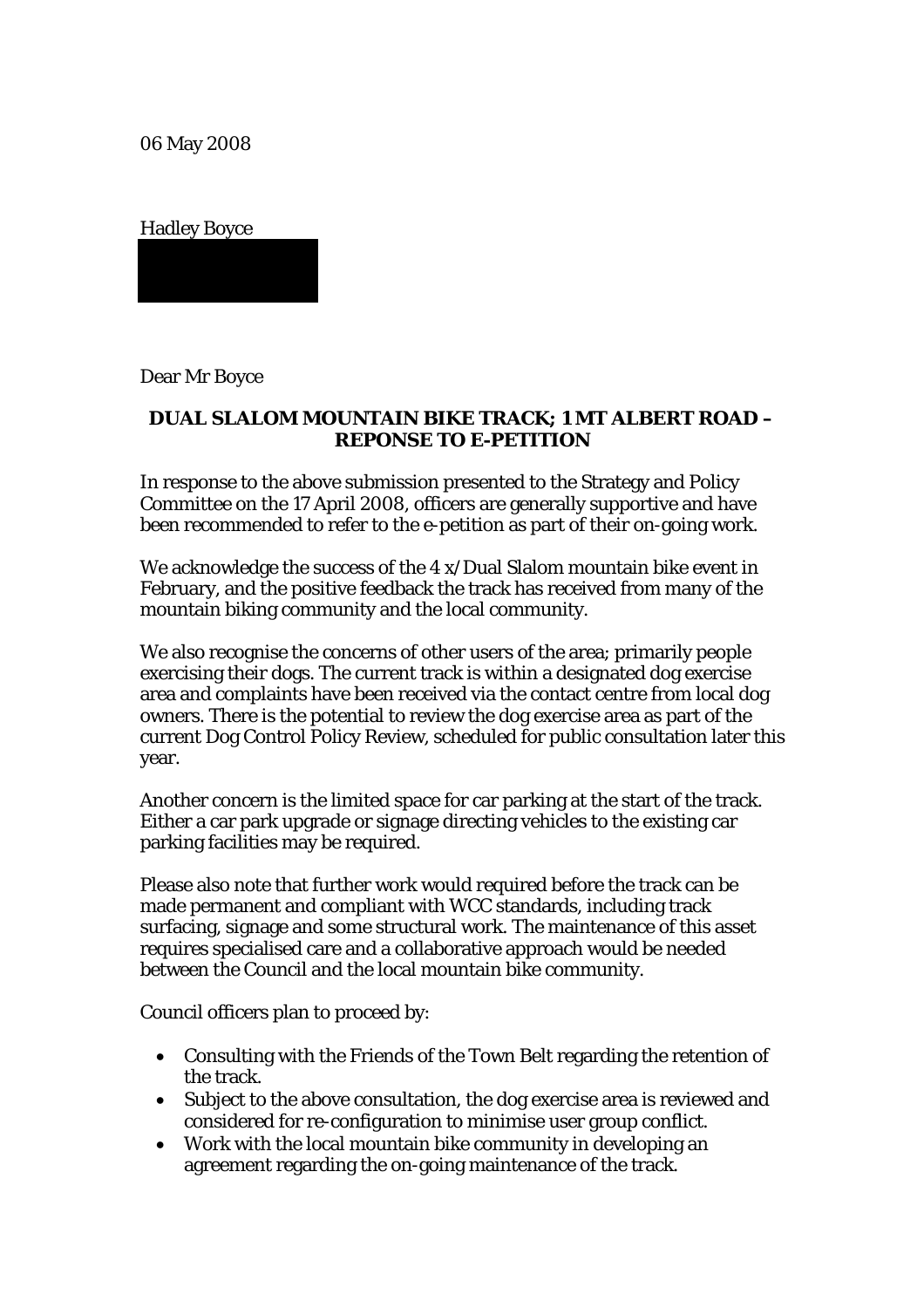06 May 2008

Hadley Boyce

Dear Mr Boyce

**DUAL SLALOM MOUNTAIN BIKE TRACK; 1 MT ALBERT ROAD – REPONSE TO E-PETITION**

In response to the above submission presented to the Strategy and Policy Committee on the 17 April 2008, officers are generally supportive and have been recommended to refer to the e-petition as part of their on-going work.

We acknowledge the success of the 4 x/Dual Slalom mountain bike event in February, and the positive feedback the track has received from many of the mountain biking community and the local community.

We also recognise the concerns of other users of the area; primarily people exercising their dogs. The current track is within a designated dog exercise area and complaints have been received via the contact centre from local dog owners. There is the potential to review the dog exercise area as part of the current Dog Control Policy Review, scheduled for public consultation later this year.

Another concern is the limited space for car parking at the start of the track. Either a car park upgrade or signage directing vehicles to the existing car parking facilities may be required.

Please also note that further work would required before the track can be made permanent and compliant with WCC standards, including track surfacing, signage and some structural work. The maintenance of this asset requires specialised care and a collaborative approach would be needed between the Council and the local mountain bike community.

Council officers plan to proceed by:

- Consulting with the Friends of the Town Belt regarding the retention of the track.
- Subject to the above consultation, the dog exercise area is reviewed and considered for re-configuration to minimise user group conflict.
- Work with the local mountain bike community in developing an agreement regarding the on-going maintenance of the track.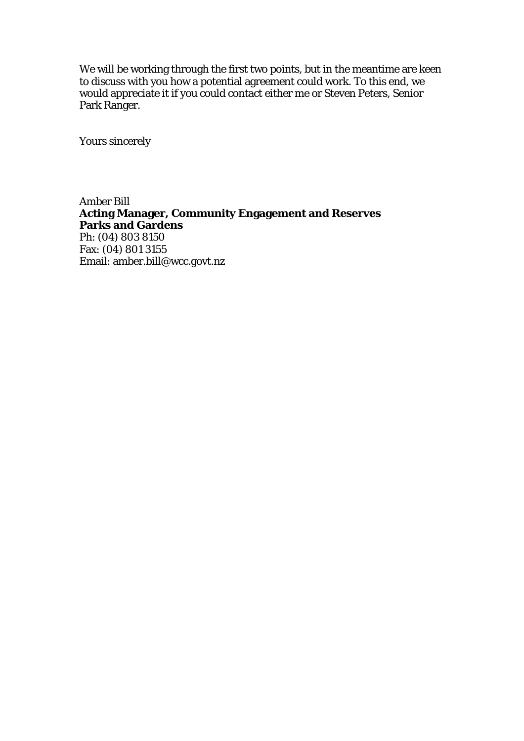We will be working through the first two points, but in the meantime are keen to discuss with you how a potential agreement could work. To this end, we would appreciate it if you could contact either me or Steven Peters, Senior Park Ranger.

Yours sincerely

Amber Bill
**Acting Manager, Community Engagement and Reserves**
**Parks and Gardens**
Ph: (04) 803 8150
Fax: (04) 801 3155
Email: amber.bill@wcc.govt.nz